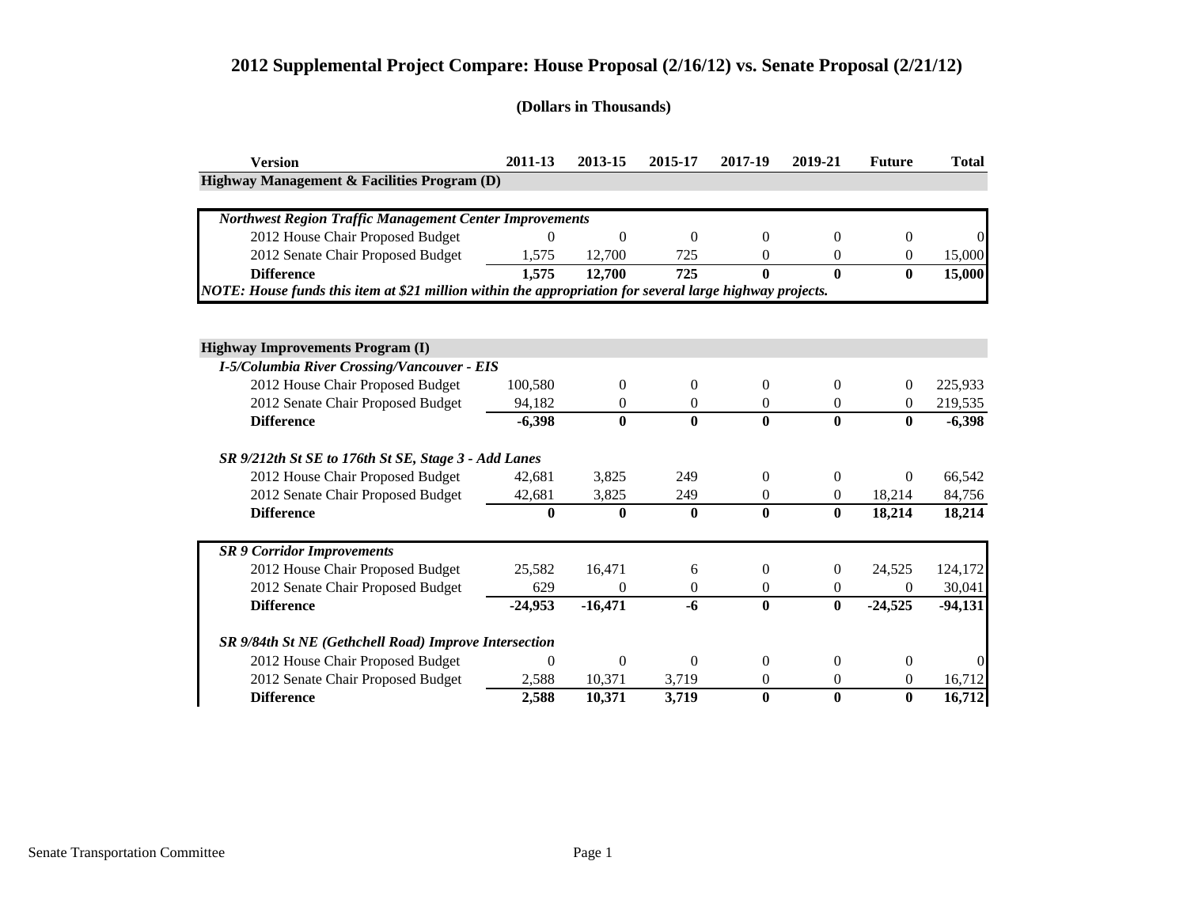# 2012 Supplemental Project Compare: House Proposal (2/16/12) vs. Senate Proposal (2/21/12)

**(Dollars in Thousands)**

| Version | 2011-13 | 2013-15 | 2015-17 | 2017-19 | 2019-21 | Future | Total |
|---|---|---|---|---|---|---|---|
| **Highway Management & Facilities Program (D)** | | | | | | | |
| ***Northwest Region Traffic Management Center Improvements*** | | | | | | | |
| 2012 House Chair Proposed Budget | 0 | 0 | 0 | 0 | 0 | 0 | 0 |
| 2012 Senate Chair Proposed Budget | 1,575 | 12,700 | 725 | 0 | 0 | 0 | 15,000 |
| **Difference** | **1,575** | **12,700** | **725** | **0** | **0** | **0** | **15,000** |
| ***NOTE: House funds this item at $21 million within the appropriation for several large highway projects.*** | | | | | | | |
| **Highway Improvements Program (I)** | | | | | | | |
| ***I-5/Columbia River Crossing/Vancouver - EIS*** | | | | | | | |
| 2012 House Chair Proposed Budget | 100,580 | 0 | 0 | 0 | 0 | 0 | 225,933 |
| 2012 Senate Chair Proposed Budget | 94,182 | 0 | 0 | 0 | 0 | 0 | 219,535 |
| **Difference** | **-6,398** | **0** | **0** | **0** | **0** | **0** | **-6,398** |
| ***SR 9/212th St SE to 176th St SE, Stage 3 - Add Lanes*** | | | | | | | |
| 2012 House Chair Proposed Budget | 42,681 | 3,825 | 249 | 0 | 0 | 0 | 66,542 |
| 2012 Senate Chair Proposed Budget | 42,681 | 3,825 | 249 | 0 | 0 | 18,214 | 84,756 |
| **Difference** | **0** | **0** | **0** | **0** | **0** | **18,214** | **18,214** |
| ***SR 9 Corridor Improvements*** | | | | | | | |
| 2012 House Chair Proposed Budget | 25,582 | 16,471 | 6 | 0 | 0 | 24,525 | 124,172 |
| 2012 Senate Chair Proposed Budget | 629 | 0 | 0 | 0 | 0 | 0 | 30,041 |
| **Difference** | **-24,953** | **-16,471** | **-6** | **0** | **0** | **-24,525** | **-94,131** |
| ***SR 9/84th St NE (Gethchell Road) Improve Intersection*** | | | | | | | |
| 2012 House Chair Proposed Budget | 0 | 0 | 0 | 0 | 0 | 0 | 0 |
| 2012 Senate Chair Proposed Budget | 2,588 | 10,371 | 3,719 | 0 | 0 | 0 | 16,712 |
| **Difference** | **2,588** | **10,371** | **3,719** | **0** | **0** | **0** | **16,712** |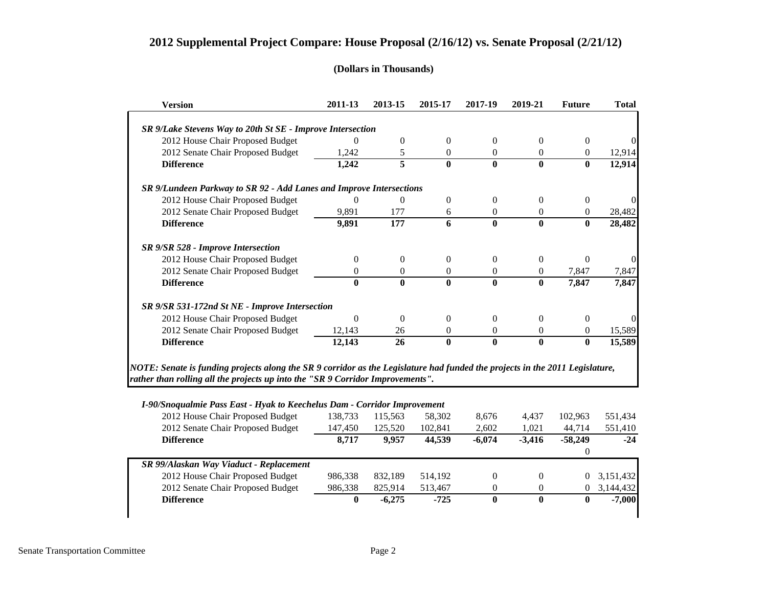# 2012 Supplemental Project Compare: House Proposal (2/16/12) vs. Senate Proposal (2/21/12)

**(Dollars in Thousands)**

| Version | 2011-13 | 2013-15 | 2015-17 | 2017-19 | 2019-21 | Future | Total |
|---|---|---|---|---|---|---|---|
| ***SR 9/Lake Stevens Way to 20th St SE - Improve Intersection*** | | | | | | | |
| 2012 House Chair Proposed Budget | 0 | 0 | 0 | 0 | 0 | 0 | 0 |
| 2012 Senate Chair Proposed Budget | 1,242 | 5 | 0 | 0 | 0 | 0 | 12,914 |
| **Difference** | **1,242** | **5** | **0** | **0** | **0** | **0** | **12,914** |
| ***SR 9/Lundeen Parkway to SR 92 - Add Lanes and Improve Intersections*** | | | | | | | |
| 2012 House Chair Proposed Budget | 0 | 0 | 0 | 0 | 0 | 0 | 0 |
| 2012 Senate Chair Proposed Budget | 9,891 | 177 | 6 | 0 | 0 | 0 | 28,482 |
| **Difference** | **9,891** | **177** | **6** | **0** | **0** | **0** | **28,482** |
| ***SR 9/SR 528 - Improve Intersection*** | | | | | | | |
| 2012 House Chair Proposed Budget | 0 | 0 | 0 | 0 | 0 | 0 | 0 |
| 2012 Senate Chair Proposed Budget | 0 | 0 | 0 | 0 | 0 | 7,847 | 7,847 |
| **Difference** | **0** | **0** | **0** | **0** | **0** | **7,847** | **7,847** |
| ***SR 9/SR 531-172nd St NE - Improve Intersection*** | | | | | | | |
| 2012 House Chair Proposed Budget | 0 | 0 | 0 | 0 | 0 | 0 | 0 |
| 2012 Senate Chair Proposed Budget | 12,143 | 26 | 0 | 0 | 0 | 0 | 15,589 |
| **Difference** | **12,143** | **26** | **0** | **0** | **0** | **0** | **15,589** |

***NOTE: Senate is funding projects along the SR 9 corridor as the Legislature had funded the projects in the 2011 Legislature, rather than rolling all the projects up into the "SR 9 Corridor Improvements".***

| Version | 2011-13 | 2013-15 | 2015-17 | 2017-19 | 2019-21 | Future | Total |
|---|---|---|---|---|---|---|---|
| ***I-90/Snoqualmie Pass East - Hyak to Keechelus Dam - Corridor Improvement*** | | | | | | | |
| 2012 House Chair Proposed Budget | 138,733 | 115,563 | 58,302 | 8,676 | 4,437 | 102,963 | 551,434 |
| 2012 Senate Chair Proposed Budget | 147,450 | 125,520 | 102,841 | 2,602 | 1,021 | 44,714 | 551,410 |
| **Difference** | **8,717** | **9,957** | **44,539** | **-6,074** | **-3,416** | **-58,249** | **-24** |
| | | | | | | 0 | |
| ***SR 99/Alaskan Way Viaduct - Replacement*** | | | | | | | |
| 2012 House Chair Proposed Budget | 986,338 | 832,189 | 514,192 | 0 | 0 | 0 | 3,151,432 |
| 2012 Senate Chair Proposed Budget | 986,338 | 825,914 | 513,467 | 0 | 0 | 0 | 3,144,432 |
| **Difference** | **0** | **-6,275** | **-725** | **0** | **0** | **0** | **-7,000** |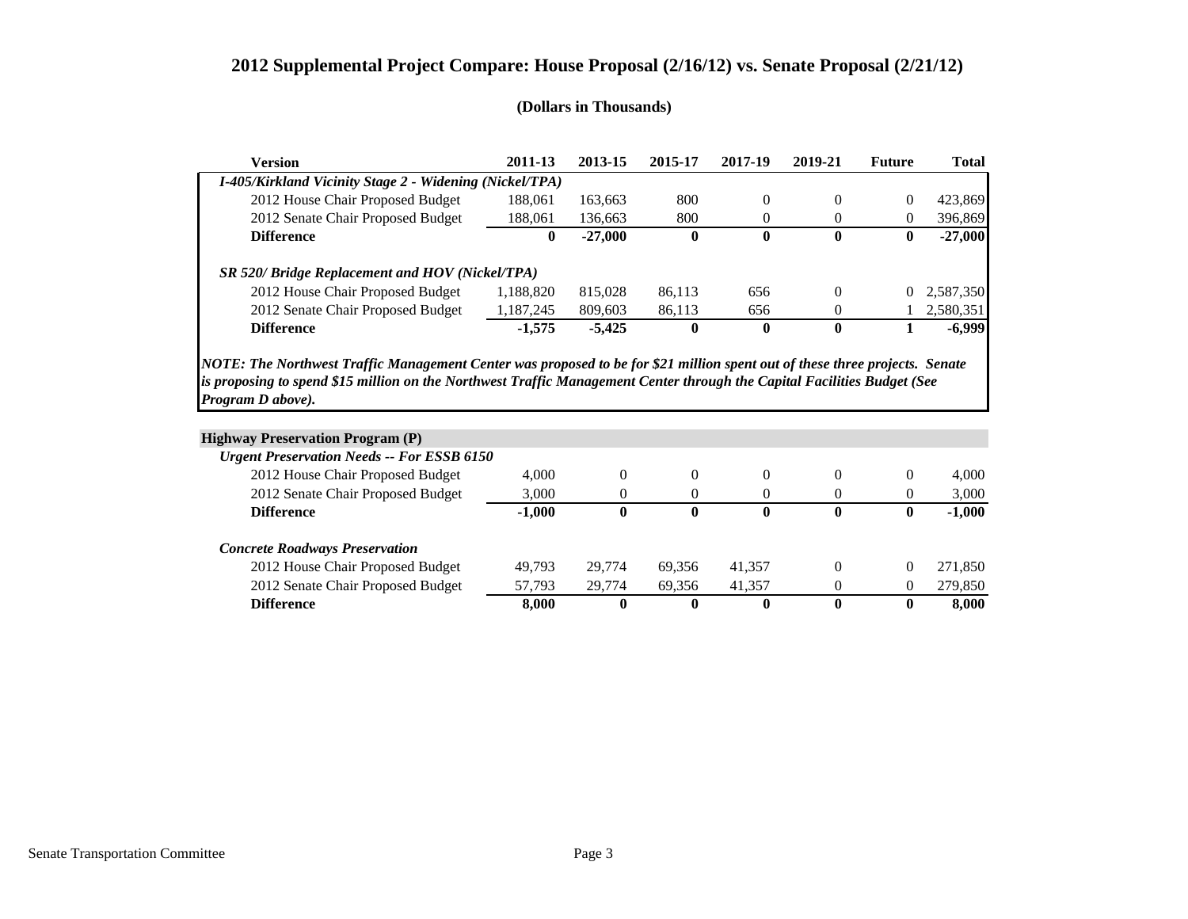# 2012 Supplemental Project Compare: House Proposal (2/16/12) vs. Senate Proposal (2/21/12)

**(Dollars in Thousands)**

| Version | 2011-13 | 2013-15 | 2015-17 | 2017-19 | 2019-21 | Future | Total |
|---|---|---|---|---|---|---|---|
| ***I-405/Kirkland Vicinity Stage 2 - Widening (Nickel/TPA)*** | | | | | | | |
| 2012 House Chair Proposed Budget | 188,061 | 163,663 | 800 | 0 | 0 | 0 | 423,869 |
| 2012 Senate Chair Proposed Budget | 188,061 | 136,663 | 800 | 0 | 0 | 0 | 396,869 |
| **Difference** | **0** | **-27,000** | **0** | **0** | **0** | **0** | **-27,000** |
| ***SR 520/ Bridge Replacement and HOV (Nickel/TPA)*** | | | | | | | |
| 2012 House Chair Proposed Budget | 1,188,820 | 815,028 | 86,113 | 656 | 0 | 0 | 2,587,350 |
| 2012 Senate Chair Proposed Budget | 1,187,245 | 809,603 | 86,113 | 656 | 0 | 1 | 2,580,351 |
| **Difference** | **-1,575** | **-5,425** | **0** | **0** | **0** | **1** | **-6,999** |

***NOTE: The Northwest Traffic Management Center was proposed to be for $21 million spent out of these three projects. Senate is proposing to spend $15 million on the Northwest Traffic Management Center through the Capital Facilities Budget (See Program D above).***

| Version | 2011-13 | 2013-15 | 2015-17 | 2017-19 | 2019-21 | Future | Total |
|---|---|---|---|---|---|---|---|
| **Highway Preservation Program (P)** | | | | | | | |
| ***Urgent Preservation Needs -- For ESSB 6150*** | | | | | | | |
| 2012 House Chair Proposed Budget | 4,000 | 0 | 0 | 0 | 0 | 0 | 4,000 |
| 2012 Senate Chair Proposed Budget | 3,000 | 0 | 0 | 0 | 0 | 0 | 3,000 |
| **Difference** | **-1,000** | **0** | **0** | **0** | **0** | **0** | **-1,000** |
| ***Concrete Roadways Preservation*** | | | | | | | |
| 2012 House Chair Proposed Budget | 49,793 | 29,774 | 69,356 | 41,357 | 0 | 0 | 271,850 |
| 2012 Senate Chair Proposed Budget | 57,793 | 29,774 | 69,356 | 41,357 | 0 | 0 | 279,850 |
| **Difference** | **8,000** | **0** | **0** | **0** | **0** | **0** | **8,000** |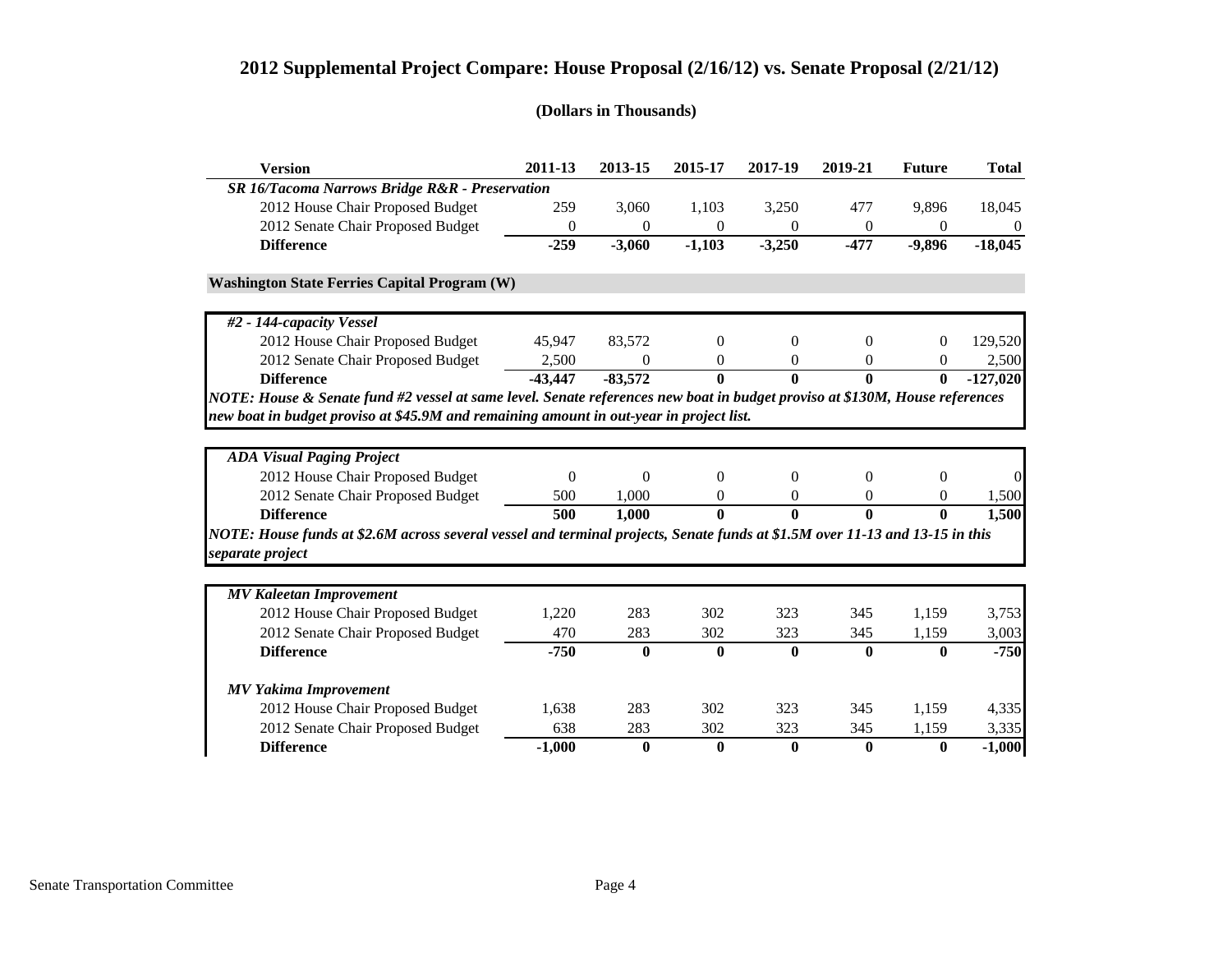# 2012 Supplemental Project Compare: House Proposal (2/16/12) vs. Senate Proposal (2/21/12)

**(Dollars in Thousands)**

| Version | 2011-13 | 2013-15 | 2015-17 | 2017-19 | 2019-21 | Future | Total |
|---|---|---|---|---|---|---|---|
| ***SR 16/Tacoma Narrows Bridge R&R - Preservation*** | | | | | | | |
| 2012 House Chair Proposed Budget | 259 | 3,060 | 1,103 | 3,250 | 477 | 9,896 | 18,045 |
| 2012 Senate Chair Proposed Budget | 0 | 0 | 0 | 0 | 0 | 0 | 0 |
| **Difference** | **-259** | **-3,060** | **-1,103** | **-3,250** | **-477** | **-9,896** | **-18,045** |

**Washington State Ferries Capital Program (W)**

| Version | 2011-13 | 2013-15 | 2015-17 | 2017-19 | 2019-21 | Future | Total |
|---|---|---|---|---|---|---|---|
| ***#2 - 144-capacity Vessel*** | | | | | | | |
| 2012 House Chair Proposed Budget | 45,947 | 83,572 | 0 | 0 | 0 | 0 | 129,520 |
| 2012 Senate Chair Proposed Budget | 2,500 | 0 | 0 | 0 | 0 | 0 | 2,500 |
| **Difference** | **-43,447** | **-83,572** | **0** | **0** | **0** | **0** | **-127,020** |

***NOTE: House & Senate fund #2 vessel at same level. Senate references new boat in budget proviso at $130M, House references new boat in budget proviso at $45.9M and remaining amount in out-year in project list.***

| Version | 2011-13 | 2013-15 | 2015-17 | 2017-19 | 2019-21 | Future | Total |
|---|---|---|---|---|---|---|---|
| ***ADA Visual Paging Project*** | | | | | | | |
| 2012 House Chair Proposed Budget | 0 | 0 | 0 | 0 | 0 | 0 | 0 |
| 2012 Senate Chair Proposed Budget | 500 | 1,000 | 0 | 0 | 0 | 0 | 1,500 |
| **Difference** | **500** | **1,000** | **0** | **0** | **0** | **0** | **1,500** |

***NOTE: House funds at $2.6M across several vessel and terminal projects, Senate funds at $1.5M over 11-13 and 13-15 in this separate project***

| Version | 2011-13 | 2013-15 | 2015-17 | 2017-19 | 2019-21 | Future | Total |
|---|---|---|---|---|---|---|---|
| ***MV Kaleetan Improvement*** | | | | | | | |
| 2012 House Chair Proposed Budget | 1,220 | 283 | 302 | 323 | 345 | 1,159 | 3,753 |
| 2012 Senate Chair Proposed Budget | 470 | 283 | 302 | 323 | 345 | 1,159 | 3,003 |
| **Difference** | **-750** | **0** | **0** | **0** | **0** | **0** | **-750** |
| ***MV Yakima Improvement*** | | | | | | | |
| 2012 House Chair Proposed Budget | 1,638 | 283 | 302 | 323 | 345 | 1,159 | 4,335 |
| 2012 Senate Chair Proposed Budget | 638 | 283 | 302 | 323 | 345 | 1,159 | 3,335 |
| **Difference** | **-1,000** | **0** | **0** | **0** | **0** | **0** | **-1,000** |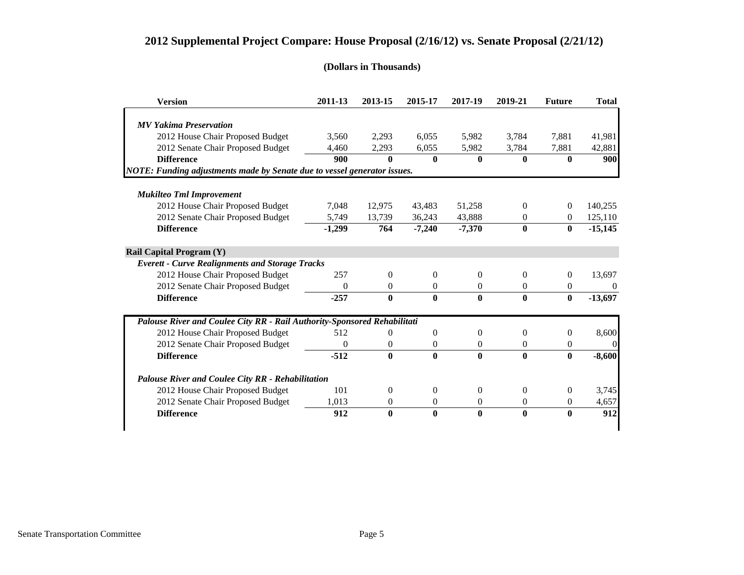# 2012 Supplemental Project Compare: House Proposal (2/16/12) vs. Senate Proposal (2/21/12)

**(Dollars in Thousands)**

| Version | 2011-13 | 2013-15 | 2015-17 | 2017-19 | 2019-21 | Future | Total |
|---|---|---|---|---|---|---|---|
| ***MV Yakima Preservation*** | | | | | | | |
| 2012 House Chair Proposed Budget | 3,560 | 2,293 | 6,055 | 5,982 | 3,784 | 7,881 | 41,981 |
| 2012 Senate Chair Proposed Budget | 4,460 | 2,293 | 6,055 | 5,982 | 3,784 | 7,881 | 42,881 |
| **Difference** | **900** | **0** | **0** | **0** | **0** | **0** | **900** |
| ***NOTE: Funding adjustments made by Senate due to vessel generator issues.*** | | | | | | | |
| ***Mukilteo Tml Improvement*** | | | | | | | |
| 2012 House Chair Proposed Budget | 7,048 | 12,975 | 43,483 | 51,258 | 0 | 0 | 140,255 |
| 2012 Senate Chair Proposed Budget | 5,749 | 13,739 | 36,243 | 43,888 | 0 | 0 | 125,110 |
| **Difference** | **-1,299** | **764** | **-7,240** | **-7,370** | **0** | **0** | **-15,145** |
| **Rail Capital Program (Y)** | | | | | | | |
| ***Everett - Curve Realignments and Storage Tracks*** | | | | | | | |
| 2012 House Chair Proposed Budget | 257 | 0 | 0 | 0 | 0 | 0 | 13,697 |
| 2012 Senate Chair Proposed Budget | 0 | 0 | 0 | 0 | 0 | 0 | 0 |
| **Difference** | **-257** | **0** | **0** | **0** | **0** | **0** | **-13,697** |
| ***Palouse River and Coulee City RR - Rail Authority-Sponsored Rehabilitati*** | | | | | | | |
| 2012 House Chair Proposed Budget | 512 | 0 | 0 | 0 | 0 | 0 | 8,600 |
| 2012 Senate Chair Proposed Budget | 0 | 0 | 0 | 0 | 0 | 0 | 0 |
| **Difference** | **-512** | **0** | **0** | **0** | **0** | **0** | **-8,600** |
| ***Palouse River and Coulee City RR - Rehabilitation*** | | | | | | | |
| 2012 House Chair Proposed Budget | 101 | 0 | 0 | 0 | 0 | 0 | 3,745 |
| 2012 Senate Chair Proposed Budget | 1,013 | 0 | 0 | 0 | 0 | 0 | 4,657 |
| **Difference** | **912** | **0** | **0** | **0** | **0** | **0** | **912** |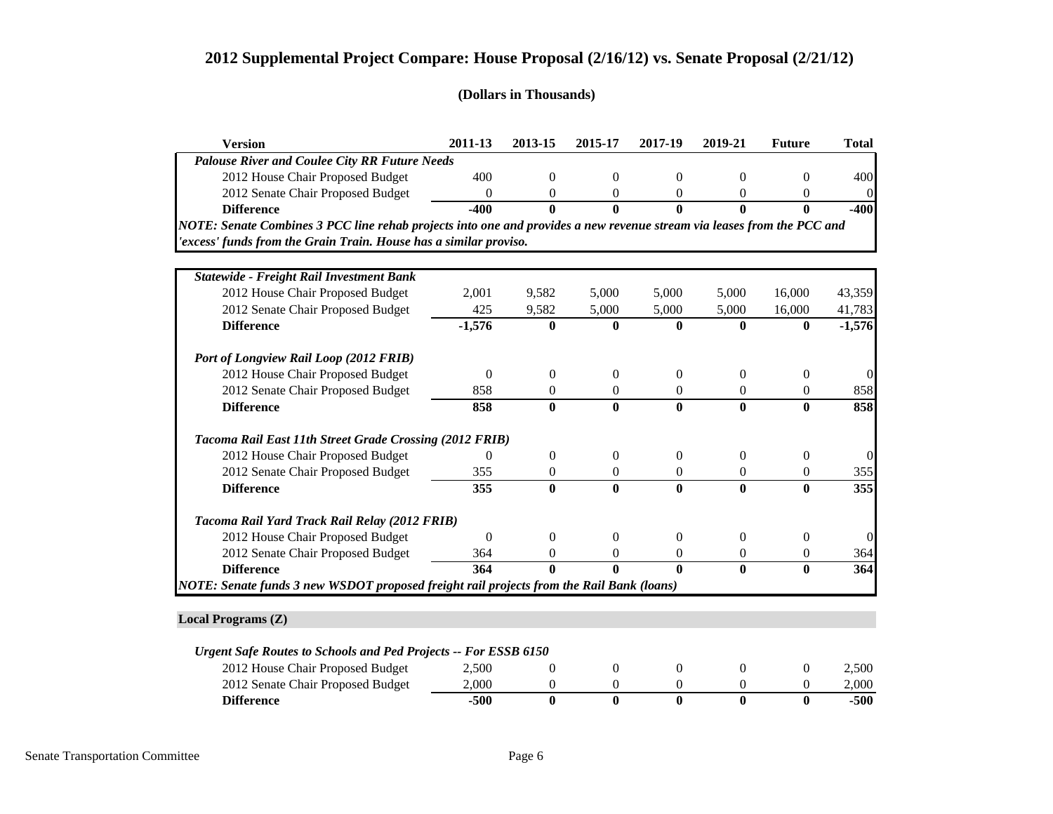# 2012 Supplemental Project Compare: House Proposal (2/16/12) vs. Senate Proposal (2/21/12)

**(Dollars in Thousands)**

| Version | 2011-13 | 2013-15 | 2015-17 | 2017-19 | 2019-21 | Future | Total |
|---|---|---|---|---|---|---|---|
| ***Palouse River and Coulee City RR Future Needs*** | | | | | | | |
| 2012 House Chair Proposed Budget | 400 | 0 | 0 | 0 | 0 | 0 | 400 |
| 2012 Senate Chair Proposed Budget | 0 | 0 | 0 | 0 | 0 | 0 | 0 |
| **Difference** | **-400** | **0** | **0** | **0** | **0** | **0** | **-400** |
| ***NOTE: Senate Combines 3 PCC line rehab projects into one and provides a new revenue stream via leases from the PCC and 'excess' funds from the Grain Train. House has a similar proviso.*** | | | | | | | |
| ***Statewide - Freight Rail Investment Bank*** | | | | | | | |
| 2012 House Chair Proposed Budget | 2,001 | 9,582 | 5,000 | 5,000 | 5,000 | 16,000 | 43,359 |
| 2012 Senate Chair Proposed Budget | 425 | 9,582 | 5,000 | 5,000 | 5,000 | 16,000 | 41,783 |
| **Difference** | **-1,576** | **0** | **0** | **0** | **0** | **0** | **-1,576** |
| ***Port of Longview Rail Loop (2012 FRIB)*** | | | | | | | |
| 2012 House Chair Proposed Budget | 0 | 0 | 0 | 0 | 0 | 0 | 0 |
| 2012 Senate Chair Proposed Budget | 858 | 0 | 0 | 0 | 0 | 0 | 858 |
| **Difference** | **858** | **0** | **0** | **0** | **0** | **0** | **858** |
| ***Tacoma Rail East 11th Street Grade Crossing (2012 FRIB)*** | | | | | | | |
| 2012 House Chair Proposed Budget | 0 | 0 | 0 | 0 | 0 | 0 | 0 |
| 2012 Senate Chair Proposed Budget | 355 | 0 | 0 | 0 | 0 | 0 | 355 |
| **Difference** | **355** | **0** | **0** | **0** | **0** | **0** | **355** |
| ***Tacoma Rail Yard Track Rail Relay (2012 FRIB)*** | | | | | | | |
| 2012 House Chair Proposed Budget | 0 | 0 | 0 | 0 | 0 | 0 | 0 |
| 2012 Senate Chair Proposed Budget | 364 | 0 | 0 | 0 | 0 | 0 | 364 |
| **Difference** | **364** | **0** | **0** | **0** | **0** | **0** | **364** |
| ***NOTE: Senate funds 3 new WSDOT proposed freight rail projects from the Rail Bank (loans)*** | | | | | | | |
| **Local Programs (Z)** | | | | | | | |
| ***Urgent Safe Routes to Schools and Ped Projects -- For ESSB 6150*** | | | | | | | |
| 2012 House Chair Proposed Budget | 2,500 | 0 | 0 | 0 | 0 | 0 | 2,500 |
| 2012 Senate Chair Proposed Budget | 2,000 | 0 | 0 | 0 | 0 | 0 | 2,000 |
| **Difference** | **-500** | **0** | **0** | **0** | **0** | **0** | **-500** |

Senate Transportation Committee